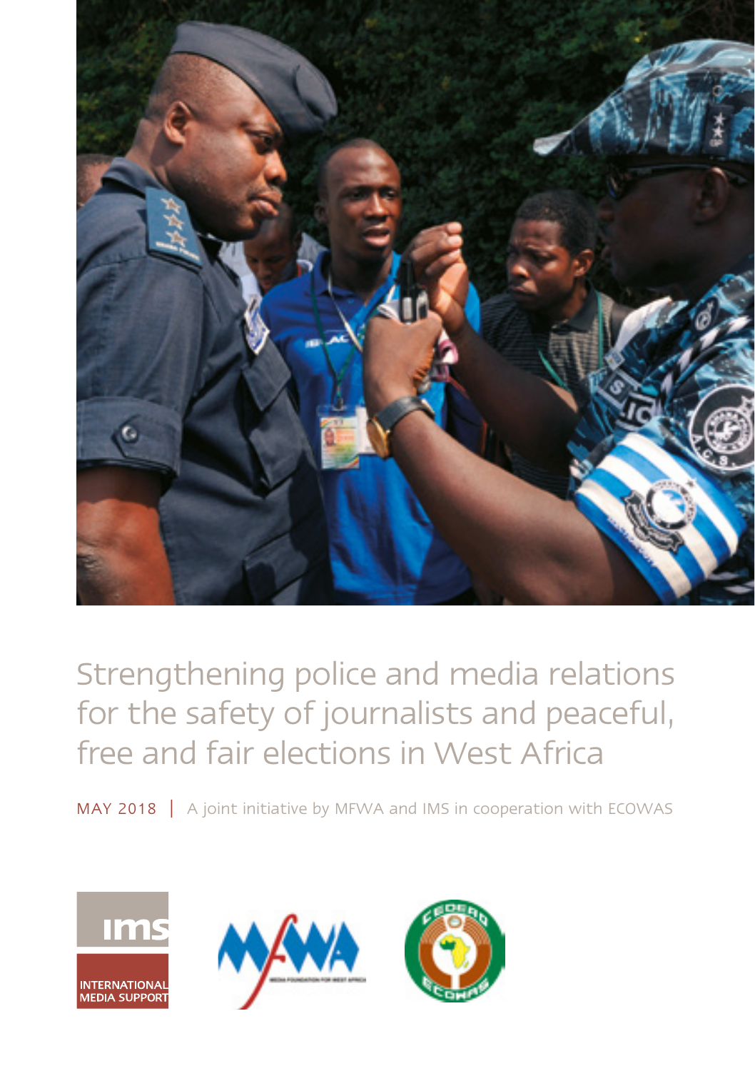# Strengthening police and media relations for the safety of journalists and peaceful, free and fair elections in West Africa

MAY 2018 | A joint initiative by MFWA and IMS in cooperation with ECOWAS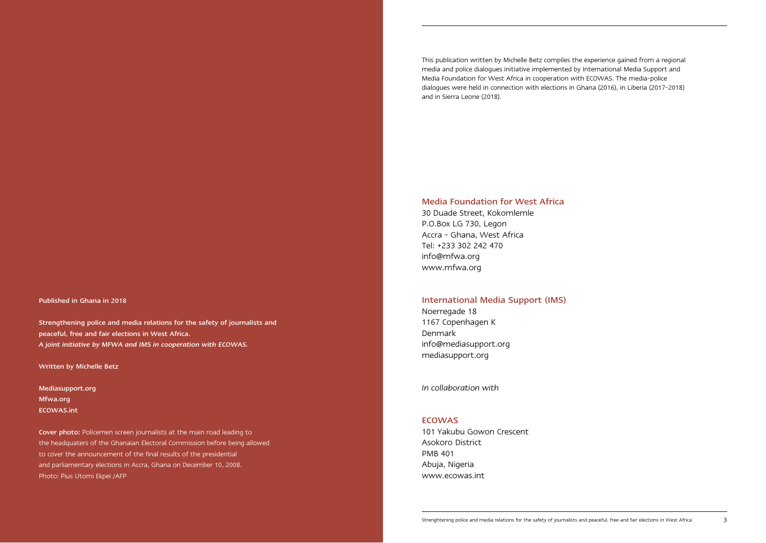Published in Ghana in 2018

**Strengthening police and media relations for the safety of journalists and peaceful, free and fair elections in West Africa.**
***A joint initiative by MFWA and IMS in cooperation with ECOWAS.***

**Written by Michelle Betz**

**Mediasupport.org**
**Mfwa.org**
**ECOWAS.int**

**Cover photo:** Policemen screen journalists at the main road leading to the headquaters of the Ghanaian Electoral Commission before being allowed to cover the announcement of the final results of the presidential and parliamentary elections in Accra, Ghana on December 10, 2008.
Photo: Pius Utomi Ekpei /AFP

This publication written by Michelle Betz compiles the experience gained from a regional media and police dialogues initiative implemented by International Media Support and Media Foundation for West Africa in cooperation with ECOWAS. The media-police dialogues were held in connection with elections in Ghana (2016), in Liberia (2017-2018) and in Sierra Leone (2018).

### Media Foundation for West Africa

30 Duade Street, Kokomlemle
P.O.Box LG 730, Legon
Accra - Ghana, West Africa
Tel: +233 302 242 470
info@mfwa.org
www.mfwa.org

### International Media Support (IMS)

Noerregade 18
1167 Copenhagen K
Denmark
info@mediasupport.org
mediasupport.org

*In collaboration with*

### ECOWAS

101 Yakubu Gowon Crescent
Asokoro District
PMB 401
Abuja, Nigeria
www.ecowas.int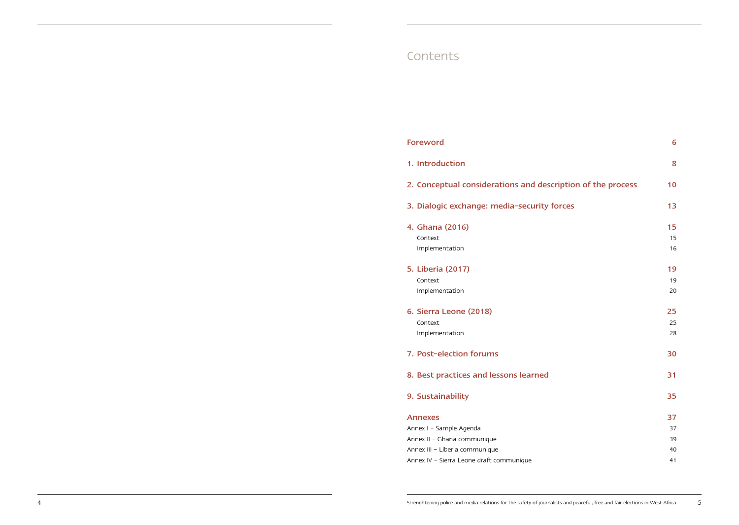# Contents

| | |
|---|---|
| **Foreword** | **6** |
| **1. Introduction** | **8** |
| **2. Conceptual considerations and description of the process** | **10** |
| **3. Dialogic exchange: media-security forces** | **13** |
| **4. Ghana (2016)** | **15** |
| Context | 15 |
| Implementation | 16 |
| **5. Liberia (2017)** | **19** |
| Context | 19 |
| Implementation | 20 |
| **6. Sierra Leone (2018)** | **25** |
| Context | 25 |
| Implementation | 28 |
| **7. Post-election forums** | **30** |
| **8. Best practices and lessons learned** | **31** |
| **9. Sustainability** | **35** |
| **Annexes** | **37** |
| Annex I – Sample Agenda | 37 |
| Annex II – Ghana communique | 39 |
| Annex III – Liberia communique | 40 |
| Annex IV – Sierra Leone draft communique | 41 |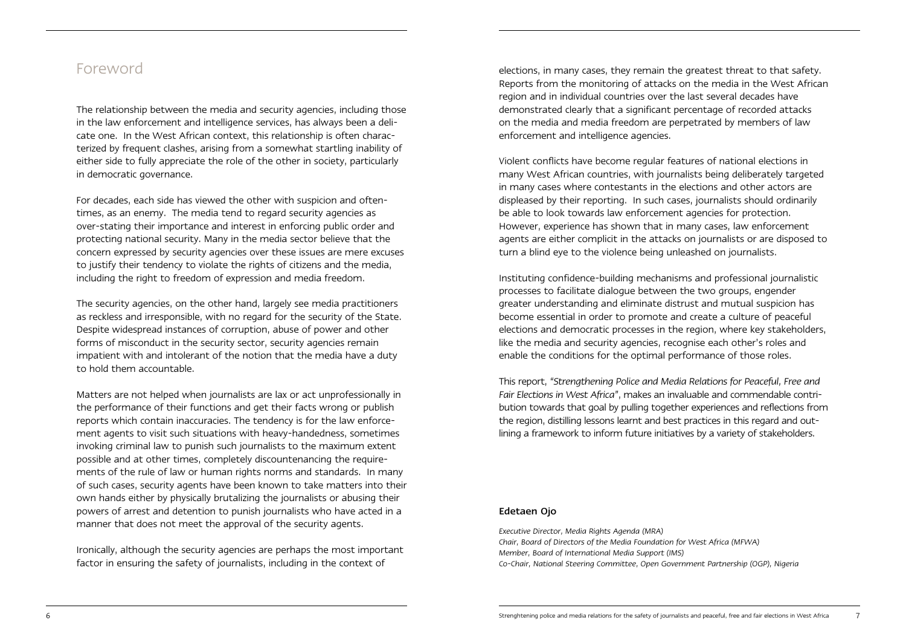# Foreword

The relationship between the media and security agencies, including those in the law enforcement and intelligence services, has always been a delicate one. In the West African context, this relationship is often characterized by frequent clashes, arising from a somewhat startling inability of either side to fully appreciate the role of the other in society, particularly in democratic governance.

For decades, each side has viewed the other with suspicion and oftentimes, as an enemy. The media tend to regard security agencies as over-stating their importance and interest in enforcing public order and protecting national security. Many in the media sector believe that the concern expressed by security agencies over these issues are mere excuses to justify their tendency to violate the rights of citizens and the media, including the right to freedom of expression and media freedom.

The security agencies, on the other hand, largely see media practitioners as reckless and irresponsible, with no regard for the security of the State. Despite widespread instances of corruption, abuse of power and other forms of misconduct in the security sector, security agencies remain impatient with and intolerant of the notion that the media have a duty to hold them accountable.

Matters are not helped when journalists are lax or act unprofessionally in the performance of their functions and get their facts wrong or publish reports which contain inaccuracies. The tendency is for the law enforcement agents to visit such situations with heavy-handedness, sometimes invoking criminal law to punish such journalists to the maximum extent possible and at other times, completely discountenancing the requirements of the rule of law or human rights norms and standards. In many of such cases, security agents have been known to take matters into their own hands either by physically brutalizing the journalists or abusing their powers of arrest and detention to punish journalists who have acted in a manner that does not meet the approval of the security agents.

Ironically, although the security agencies are perhaps the most important factor in ensuring the safety of journalists, including in the context of elections, in many cases, they remain the greatest threat to that safety. Reports from the monitoring of attacks on the media in the West African region and in individual countries over the last several decades have demonstrated clearly that a significant percentage of recorded attacks on the media and media freedom are perpetrated by members of law enforcement and intelligence agencies.

Violent conflicts have become regular features of national elections in many West African countries, with journalists being deliberately targeted in many cases where contestants in the elections and other actors are displeased by their reporting. In such cases, journalists should ordinarily be able to look towards law enforcement agencies for protection. However, experience has shown that in many cases, law enforcement agents are either complicit in the attacks on journalists or are disposed to turn a blind eye to the violence being unleashed on journalists.

Instituting confidence-building mechanisms and professional journalistic processes to facilitate dialogue between the two groups, engender greater understanding and eliminate distrust and mutual suspicion has become essential in order to promote and create a culture of peaceful elections and democratic processes in the region, where key stakeholders, like the media and security agencies, recognise each other's roles and enable the conditions for the optimal performance of those roles.

This report, "*Strengthening Police and Media Relations for Peaceful, Free and Fair Elections in West Africa*", makes an invaluable and commendable contribution towards that goal by pulling together experiences and reflections from the region, distilling lessons learnt and best practices in this regard and outlining a framework to inform future initiatives by a variety of stakeholders.

**Edetaen Ojo**

*Executive Director, Media Rights Agenda (MRA)*
*Chair, Board of Directors of the Media Foundation for West Africa (MFWA)*
*Member, Board of International Media Support (IMS)*
*Co-Chair, National Steering Committee, Open Government Partnership (OGP), Nigeria*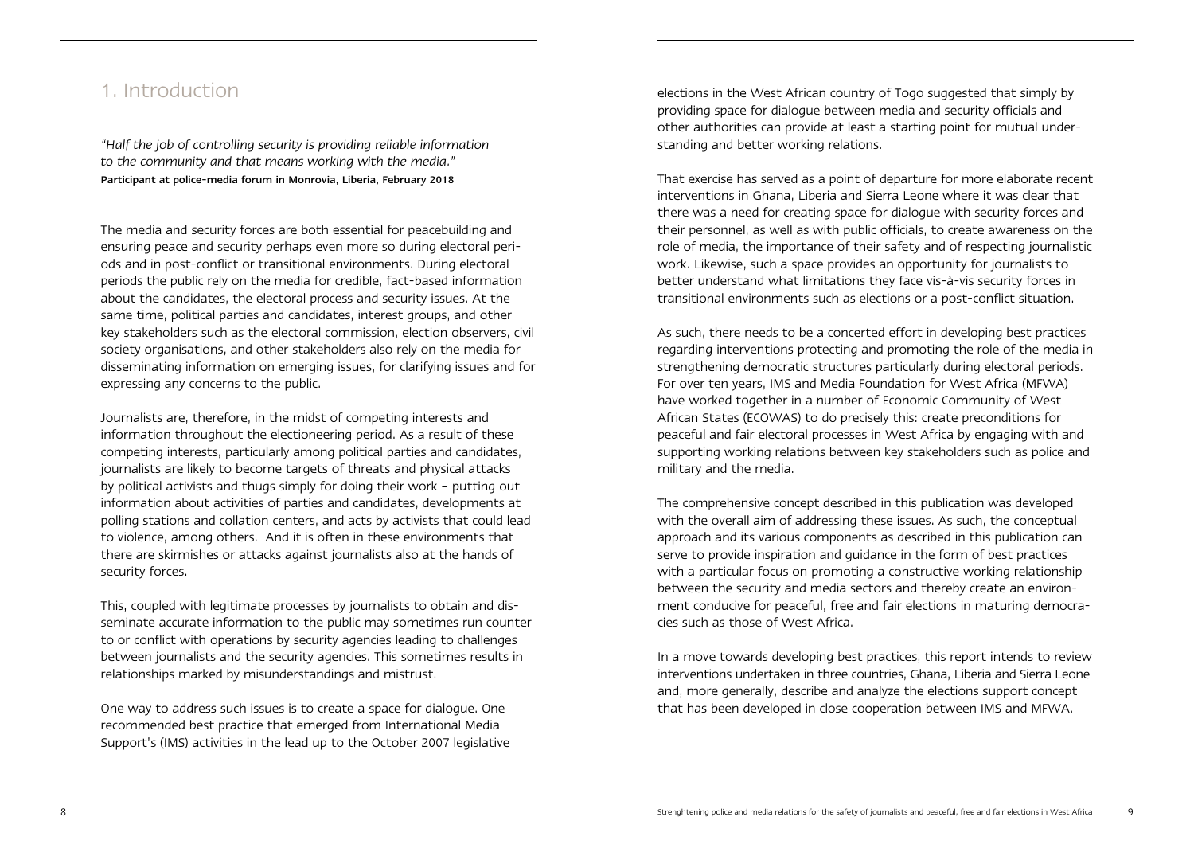# 1. Introduction

*"Half the job of controlling security is providing reliable information to the community and that means working with the media."*
Participant at police-media forum in Monrovia, Liberia, February 2018

The media and security forces are both essential for peacebuilding and ensuring peace and security perhaps even more so during electoral periods and in post-conflict or transitional environments. During electoral periods the public rely on the media for credible, fact-based information about the candidates, the electoral process and security issues. At the same time, political parties and candidates, interest groups, and other key stakeholders such as the electoral commission, election observers, civil society organisations, and other stakeholders also rely on the media for disseminating information on emerging issues, for clarifying issues and for expressing any concerns to the public.

Journalists are, therefore, in the midst of competing interests and information throughout the electioneering period. As a result of these competing interests, particularly among political parties and candidates, journalists are likely to become targets of threats and physical attacks by political activists and thugs simply for doing their work – putting out information about activities of parties and candidates, developments at polling stations and collation centers, and acts by activists that could lead to violence, among others. And it is often in these environments that there are skirmishes or attacks against journalists also at the hands of security forces.

This, coupled with legitimate processes by journalists to obtain and disseminate accurate information to the public may sometimes run counter to or conflict with operations by security agencies leading to challenges between journalists and the security agencies. This sometimes results in relationships marked by misunderstandings and mistrust.

One way to address such issues is to create a space for dialogue. One recommended best practice that emerged from International Media Support's (IMS) activities in the lead up to the October 2007 legislative elections in the West African country of Togo suggested that simply by providing space for dialogue between media and security officials and other authorities can provide at least a starting point for mutual understanding and better working relations.

That exercise has served as a point of departure for more elaborate recent interventions in Ghana, Liberia and Sierra Leone where it was clear that there was a need for creating space for dialogue with security forces and their personnel, as well as with public officials, to create awareness on the role of media, the importance of their safety and of respecting journalistic work. Likewise, such a space provides an opportunity for journalists to better understand what limitations they face vis-à-vis security forces in transitional environments such as elections or a post-conflict situation.

As such, there needs to be a concerted effort in developing best practices regarding interventions protecting and promoting the role of the media in strengthening democratic structures particularly during electoral periods. For over ten years, IMS and Media Foundation for West Africa (MFWA) have worked together in a number of Economic Community of West African States (ECOWAS) to do precisely this: create preconditions for peaceful and fair electoral processes in West Africa by engaging with and supporting working relations between key stakeholders such as police and military and the media.

The comprehensive concept described in this publication was developed with the overall aim of addressing these issues. As such, the conceptual approach and its various components as described in this publication can serve to provide inspiration and guidance in the form of best practices with a particular focus on promoting a constructive working relationship between the security and media sectors and thereby create an environment conducive for peaceful, free and fair elections in maturing democracies such as those of West Africa.

In a move towards developing best practices, this report intends to review interventions undertaken in three countries, Ghana, Liberia and Sierra Leone and, more generally, describe and analyze the elections support concept that has been developed in close cooperation between IMS and MFWA.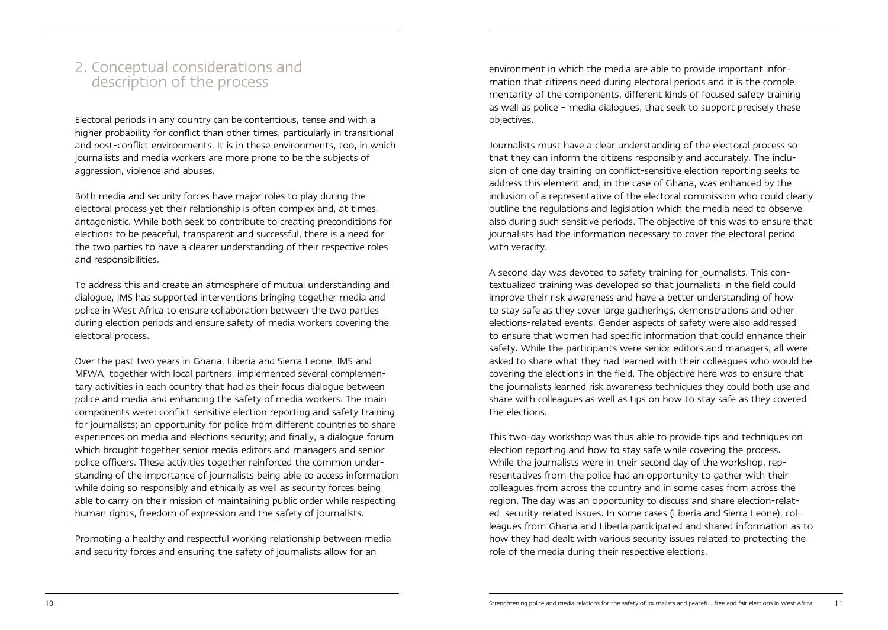## 2. Conceptual considerations and description of the process

Electoral periods in any country can be contentious, tense and with a higher probability for conflict than other times, particularly in transitional and post-conflict environments. It is in these environments, too, in which journalists and media workers are more prone to be the subjects of aggression, violence and abuses.

Both media and security forces have major roles to play during the electoral process yet their relationship is often complex and, at times, antagonistic. While both seek to contribute to creating preconditions for elections to be peaceful, transparent and successful, there is a need for the two parties to have a clearer understanding of their respective roles and responsibilities.

To address this and create an atmosphere of mutual understanding and dialogue, IMS has supported interventions bringing together media and police in West Africa to ensure collaboration between the two parties during election periods and ensure safety of media workers covering the electoral process.

Over the past two years in Ghana, Liberia and Sierra Leone, IMS and MFWA, together with local partners, implemented several complementary activities in each country that had as their focus dialogue between police and media and enhancing the safety of media workers. The main components were: conflict sensitive election reporting and safety training for journalists; an opportunity for police from different countries to share experiences on media and elections security; and finally, a dialogue forum which brought together senior media editors and managers and senior police officers. These activities together reinforced the common understanding of the importance of journalists being able to access information while doing so responsibly and ethically as well as security forces being able to carry on their mission of maintaining public order while respecting human rights, freedom of expression and the safety of journalists.

Promoting a healthy and respectful working relationship between media and security forces and ensuring the safety of journalists allow for an environment in which the media are able to provide important information that citizens need during electoral periods and it is the complementarity of the components, different kinds of focused safety training as well as police – media dialogues, that seek to support precisely these objectives.

Journalists must have a clear understanding of the electoral process so that they can inform the citizens responsibly and accurately. The inclusion of one day training on conflict-sensitive election reporting seeks to address this element and, in the case of Ghana, was enhanced by the inclusion of a representative of the electoral commission who could clearly outline the regulations and legislation which the media need to observe also during such sensitive periods. The objective of this was to ensure that journalists had the information necessary to cover the electoral period with veracity.

A second day was devoted to safety training for journalists. This contextualized training was developed so that journalists in the field could improve their risk awareness and have a better understanding of how to stay safe as they cover large gatherings, demonstrations and other elections-related events. Gender aspects of safety were also addressed to ensure that women had specific information that could enhance their safety. While the participants were senior editors and managers, all were asked to share what they had learned with their colleagues who would be covering the elections in the field. The objective here was to ensure that the journalists learned risk awareness techniques they could both use and share with colleagues as well as tips on how to stay safe as they covered the elections.

This two-day workshop was thus able to provide tips and techniques on election reporting and how to stay safe while covering the process. While the journalists were in their second day of the workshop, representatives from the police had an opportunity to gather with their colleagues from across the country and in some cases from across the region. The day was an opportunity to discuss and share election-related security-related issues. In some cases (Liberia and Sierra Leone), colleagues from Ghana and Liberia participated and shared information as to how they had dealt with various security issues related to protecting the role of the media during their respective elections.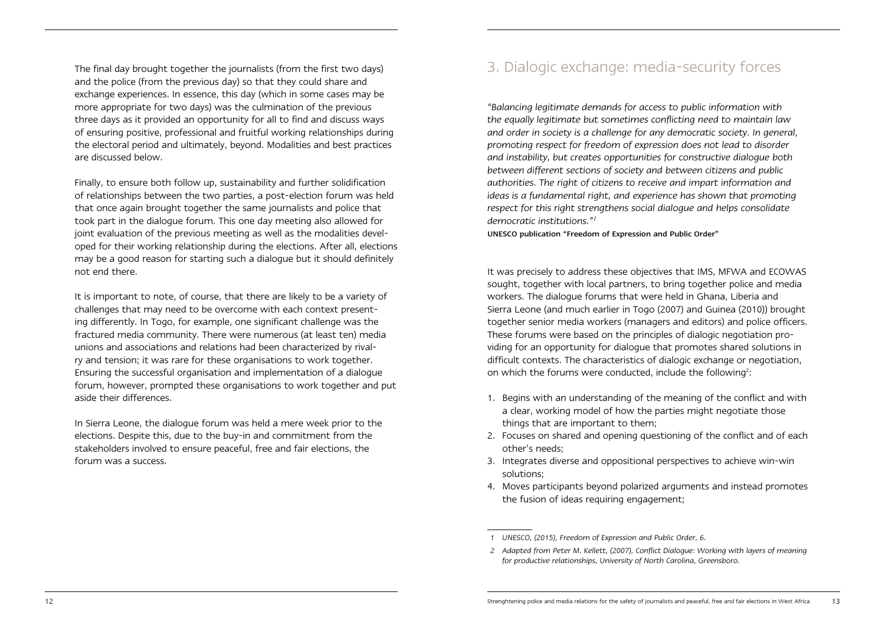The final day brought together the journalists (from the first two days) and the police (from the previous day) so that they could share and exchange experiences. In essence, this day (which in some cases may be more appropriate for two days) was the culmination of the previous three days as it provided an opportunity for all to find and discuss ways of ensuring positive, professional and fruitful working relationships during the electoral period and ultimately, beyond. Modalities and best practices are discussed below.

Finally, to ensure both follow up, sustainability and further solidification of relationships between the two parties, a post-election forum was held that once again brought together the same journalists and police that took part in the dialogue forum. This one day meeting also allowed for joint evaluation of the previous meeting as well as the modalities developed for their working relationship during the elections. After all, elections may be a good reason for starting such a dialogue but it should definitely not end there.

It is important to note, of course, that there are likely to be a variety of challenges that may need to be overcome with each context presenting differently. In Togo, for example, one significant challenge was the fractured media community. There were numerous (at least ten) media unions and associations and relations had been characterized by rivalry and tension; it was rare for these organisations to work together. Ensuring the successful organisation and implementation of a dialogue forum, however, prompted these organisations to work together and put aside their differences.

In Sierra Leone, the dialogue forum was held a mere week prior to the elections. Despite this, due to the buy-in and commitment from the stakeholders involved to ensure peaceful, free and fair elections, the forum was a success.

# 3. Dialogic exchange: media-security forces

*"Balancing legitimate demands for access to public information with the equally legitimate but sometimes conflicting need to maintain law and order in society is a challenge for any democratic society. In general, promoting respect for freedom of expression does not lead to disorder and instability, but creates opportunities for constructive dialogue both between different sections of society and between citizens and public authorities. The right of citizens to receive and impart information and ideas is a fundamental right, and experience has shown that promoting respect for this right strengthens social dialogue and helps consolidate democratic institutions."*[1]

**UNESCO publication "Freedom of Expression and Public Order"**

It was precisely to address these objectives that IMS, MFWA and ECOWAS sought, together with local partners, to bring together police and media workers. The dialogue forums that were held in Ghana, Liberia and Sierra Leone (and much earlier in Togo (2007) and Guinea (2010)) brought together senior media workers (managers and editors) and police officers. These forums were based on the principles of dialogic negotiation providing for an opportunity for dialogue that promotes shared solutions in difficult contexts. The characteristics of dialogic exchange or negotiation, on which the forums were conducted, include the following[2]:

1. Begins with an understanding of the meaning of the conflict and with a clear, working model of how the parties might negotiate those things that are important to them;
2. Focuses on shared and opening questioning of the conflict and of each other's needs;
3. Integrates diverse and oppositional perspectives to achieve win-win solutions;
4. Moves participants beyond polarized arguments and instead promotes the fusion of ideas requiring engagement;

*1 UNESCO, (2015), Freedom of Expression and Public Order, 6.*

*2 Adapted from Peter M. Kellett, (2007), Conflict Dialogue: Working with layers of meaning for productive relationships, University of North Carolina, Greensboro.*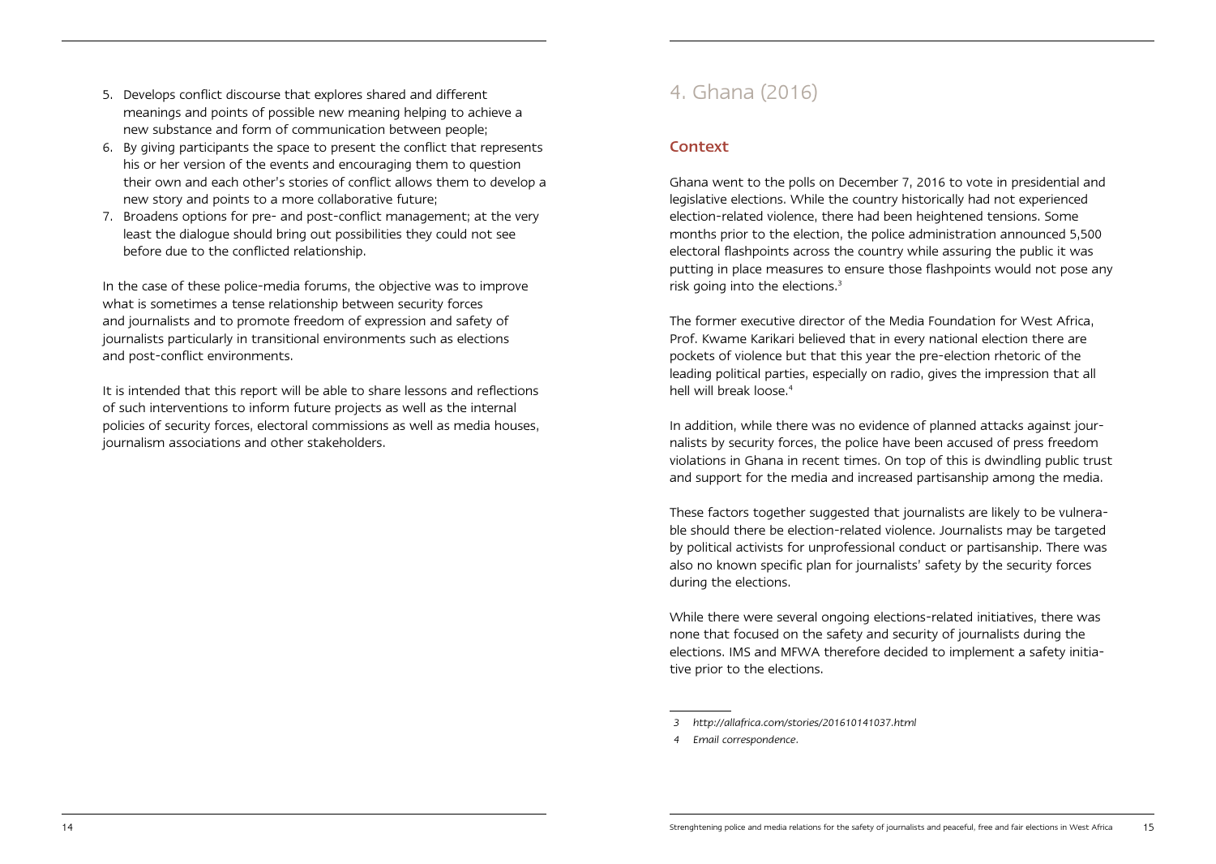5. Develops conflict discourse that explores shared and different meanings and points of possible new meaning helping to achieve a new substance and form of communication between people;
6. By giving participants the space to present the conflict that represents his or her version of the events and encouraging them to question their own and each other's stories of conflict allows them to develop a new story and points to a more collaborative future;
7. Broadens options for pre- and post-conflict management; at the very least the dialogue should bring out possibilities they could not see before due to the conflicted relationship.

In the case of these police-media forums, the objective was to improve what is sometimes a tense relationship between security forces and journalists and to promote freedom of expression and safety of journalists particularly in transitional environments such as elections and post-conflict environments.

It is intended that this report will be able to share lessons and reflections of such interventions to inform future projects as well as the internal policies of security forces, electoral commissions as well as media houses, journalism associations and other stakeholders.

# 4. Ghana (2016)

## Context

Ghana went to the polls on December 7, 2016 to vote in presidential and legislative elections. While the country historically had not experienced election-related violence, there had been heightened tensions. Some months prior to the election, the police administration announced 5,500 electoral flashpoints across the country while assuring the public it was putting in place measures to ensure those flashpoints would not pose any risk going into the elections.[3]

The former executive director of the Media Foundation for West Africa, Prof. Kwame Karikari believed that in every national election there are pockets of violence but that this year the pre-election rhetoric of the leading political parties, especially on radio, gives the impression that all hell will break loose.[4]

In addition, while there was no evidence of planned attacks against journalists by security forces, the police have been accused of press freedom violations in Ghana in recent times. On top of this is dwindling public trust and support for the media and increased partisanship among the media.

These factors together suggested that journalists are likely to be vulnerable should there be election-related violence. Journalists may be targeted by political activists for unprofessional conduct or partisanship. There was also no known specific plan for journalists' safety by the security forces during the elections.

While there were several ongoing elections-related initiatives, there was none that focused on the safety and security of journalists during the elections. IMS and MFWA therefore decided to implement a safety initiative prior to the elections.

---

*3 http://allafrica.com/stories/201610141037.html*

*4 Email correspondence.*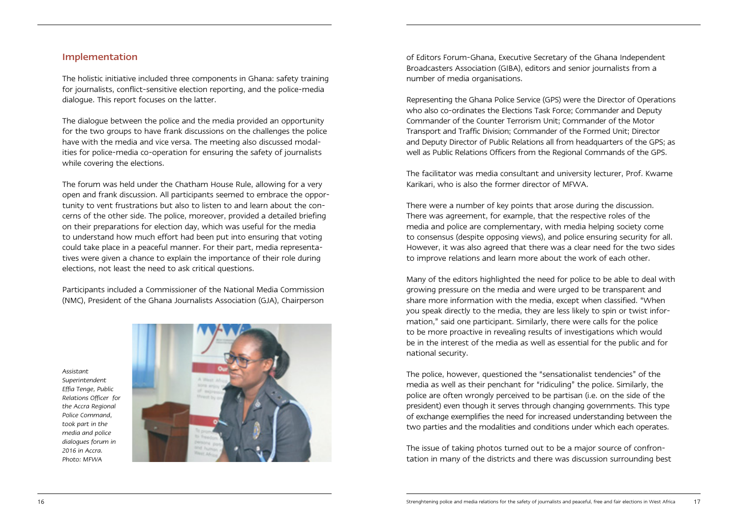## Implementation

The holistic initiative included three components in Ghana: safety training for journalists, conflict-sensitive election reporting, and the police-media dialogue. This report focuses on the latter.

The dialogue between the police and the media provided an opportunity for the two groups to have frank discussions on the challenges the police have with the media and vice versa. The meeting also discussed modalities for police-media co-operation for ensuring the safety of journalists while covering the elections.

The forum was held under the Chatham House Rule, allowing for a very open and frank discussion. All participants seemed to embrace the opportunity to vent frustrations but also to listen to and learn about the concerns of the other side. The police, moreover, provided a detailed briefing on their preparations for election day, which was useful for the media to understand how much effort had been put into ensuring that voting could take place in a peaceful manner. For their part, media representatives were given a chance to explain the importance of their role during elections, not least the need to ask critical questions.

Participants included a Commissioner of the National Media Commission (NMC), President of the Ghana Journalists Association (GJA), Chairperson of Editors Forum-Ghana, Executive Secretary of the Ghana Independent Broadcasters Association (GIBA), editors and senior journalists from a number of media organisations.

*Assistant Superintendent Effia Tenge, Public Relations Officer for the Accra Regional Police Command, took part in the media and police dialogues forum in 2016 in Accra. Photo: MFWA*

Representing the Ghana Police Service (GPS) were the Director of Operations who also co-ordinates the Elections Task Force; Commander and Deputy Commander of the Counter Terrorism Unit; Commander of the Motor Transport and Traffic Division; Commander of the Formed Unit; Director and Deputy Director of Public Relations all from headquarters of the GPS; as well as Public Relations Officers from the Regional Commands of the GPS.

The facilitator was media consultant and university lecturer, Prof. Kwame Karikari, who is also the former director of MFWA.

There were a number of key points that arose during the discussion. There was agreement, for example, that the respective roles of the media and police are complementary, with media helping society come to consensus (despite opposing views), and police ensuring security for all. However, it was also agreed that there was a clear need for the two sides to improve relations and learn more about the work of each other.

Many of the editors highlighted the need for police to be able to deal with growing pressure on the media and were urged to be transparent and share more information with the media, except when classified. "When you speak directly to the media, they are less likely to spin or twist information," said one participant. Similarly, there were calls for the police to be more proactive in revealing results of investigations which would be in the interest of the media as well as essential for the public and for national security.

The police, however, questioned the "sensationalist tendencies" of the media as well as their penchant for "ridiculing" the police. Similarly, the police are often wrongly perceived to be partisan (i.e. on the side of the president) even though it serves through changing governments. This type of exchange exemplifies the need for increased understanding between the two parties and the modalities and conditions under which each operates.

The issue of taking photos turned out to be a major source of confrontation in many of the districts and there was discussion surrounding best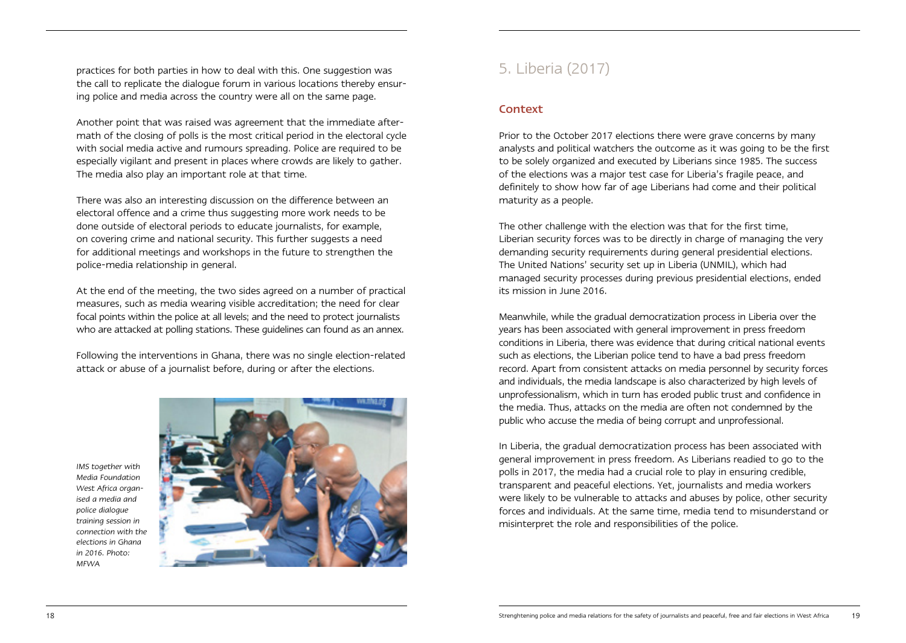practices for both parties in how to deal with this. One suggestion was the call to replicate the dialogue forum in various locations thereby ensuring police and media across the country were all on the same page.

Another point that was raised was agreement that the immediate aftermath of the closing of polls is the most critical period in the electoral cycle with social media active and rumours spreading. Police are required to be especially vigilant and present in places where crowds are likely to gather. The media also play an important role at that time.

There was also an interesting discussion on the difference between an electoral offence and a crime thus suggesting more work needs to be done outside of electoral periods to educate journalists, for example, on covering crime and national security. This further suggests a need for additional meetings and workshops in the future to strengthen the police-media relationship in general.

At the end of the meeting, the two sides agreed on a number of practical measures, such as media wearing visible accreditation; the need for clear focal points within the police at all levels; and the need to protect journalists who are attacked at polling stations. These guidelines can found as an annex.

Following the interventions in Ghana, there was no single election-related attack or abuse of a journalist before, during or after the elections.

*IMS together with Media Foundation West Africa organised a media and police dialogue training session in connection with the elections in Ghana in 2016. Photo: MFWA*

# 5. Liberia (2017)

## Context

Prior to the October 2017 elections there were grave concerns by many analysts and political watchers the outcome as it was going to be the first to be solely organized and executed by Liberians since 1985. The success of the elections was a major test case for Liberia's fragile peace, and definitely to show how far of age Liberians had come and their political maturity as a people.

The other challenge with the election was that for the first time, Liberian security forces was to be directly in charge of managing the very demanding security requirements during general presidential elections. The United Nations' security set up in Liberia (UNMIL), which had managed security processes during previous presidential elections, ended its mission in June 2016.

Meanwhile, while the gradual democratization process in Liberia over the years has been associated with general improvement in press freedom conditions in Liberia, there was evidence that during critical national events such as elections, the Liberian police tend to have a bad press freedom record. Apart from consistent attacks on media personnel by security forces and individuals, the media landscape is also characterized by high levels of unprofessionalism, which in turn has eroded public trust and confidence in the media. Thus, attacks on the media are often not condemned by the public who accuse the media of being corrupt and unprofessional.

In Liberia, the gradual democratization process has been associated with general improvement in press freedom. As Liberians readied to go to the polls in 2017, the media had a crucial role to play in ensuring credible, transparent and peaceful elections. Yet, journalists and media workers were likely to be vulnerable to attacks and abuses by police, other security forces and individuals. At the same time, media tend to misunderstand or misinterpret the role and responsibilities of the police.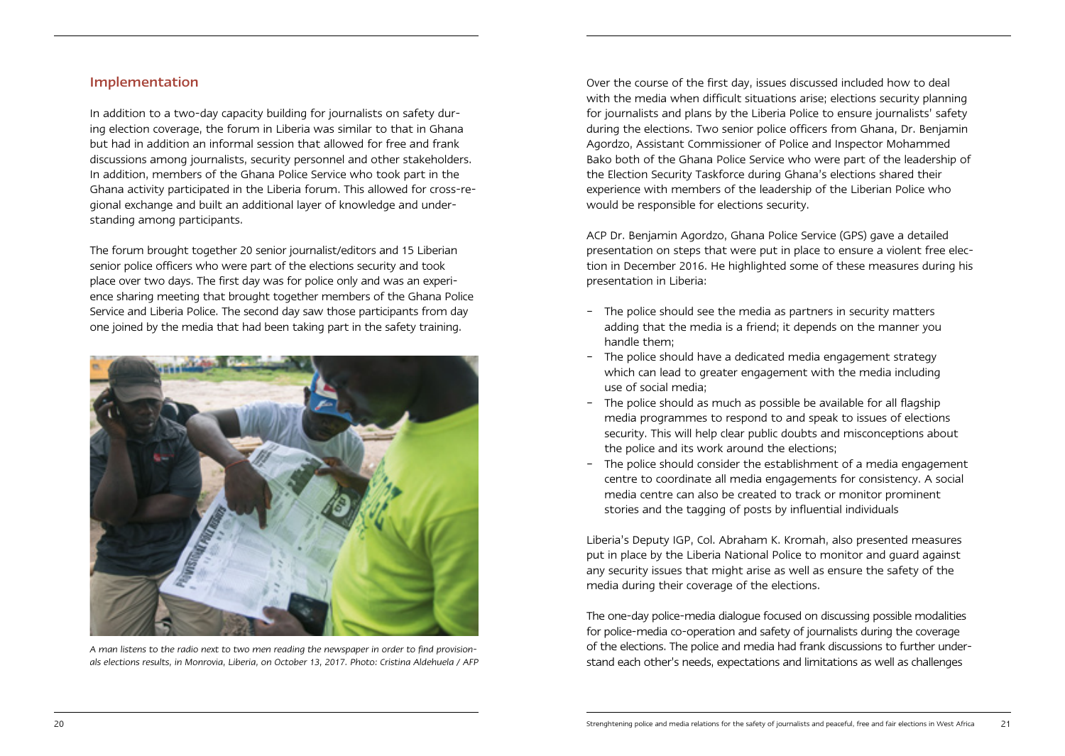## Implementation

In addition to a two-day capacity building for journalists on safety during election coverage, the forum in Liberia was similar to that in Ghana but had in addition an informal session that allowed for free and frank discussions among journalists, security personnel and other stakeholders. In addition, members of the Ghana Police Service who took part in the Ghana activity participated in the Liberia forum. This allowed for cross-regional exchange and built an additional layer of knowledge and understanding among participants.

The forum brought together 20 senior journalist/editors and 15 Liberian senior police officers who were part of the elections security and took place over two days. The first day was for police only and was an experience sharing meeting that brought together members of the Ghana Police Service and Liberia Police. The second day saw those participants from day one joined by the media that had been taking part in the safety training.

*A man listens to the radio next to two men reading the newspaper in order to find provisionals elections results, in Monrovia, Liberia, on October 13, 2017. Photo: Cristina Aldehuela / AFP*

Over the course of the first day, issues discussed included how to deal with the media when difficult situations arise; elections security planning for journalists and plans by the Liberia Police to ensure journalists' safety during the elections. Two senior police officers from Ghana, Dr. Benjamin Agordzo, Assistant Commissioner of Police and Inspector Mohammed Bako both of the Ghana Police Service who were part of the leadership of the Election Security Taskforce during Ghana's elections shared their experience with members of the leadership of the Liberian Police who would be responsible for elections security.

ACP Dr. Benjamin Agordzo, Ghana Police Service (GPS) gave a detailed presentation on steps that were put in place to ensure a violent free election in December 2016. He highlighted some of these measures during his presentation in Liberia:

- The police should see the media as partners in security matters adding that the media is a friend; it depends on the manner you handle them;
- The police should have a dedicated media engagement strategy which can lead to greater engagement with the media including use of social media;
- The police should as much as possible be available for all flagship media programmes to respond to and speak to issues of elections security. This will help clear public doubts and misconceptions about the police and its work around the elections;
- The police should consider the establishment of a media engagement centre to coordinate all media engagements for consistency. A social media centre can also be created to track or monitor prominent stories and the tagging of posts by influential individuals

Liberia's Deputy IGP, Col. Abraham K. Kromah, also presented measures put in place by the Liberia National Police to monitor and guard against any security issues that might arise as well as ensure the safety of the media during their coverage of the elections.

The one-day police-media dialogue focused on discussing possible modalities for police-media co-operation and safety of journalists during the coverage of the elections. The police and media had frank discussions to further understand each other's needs, expectations and limitations as well as challenges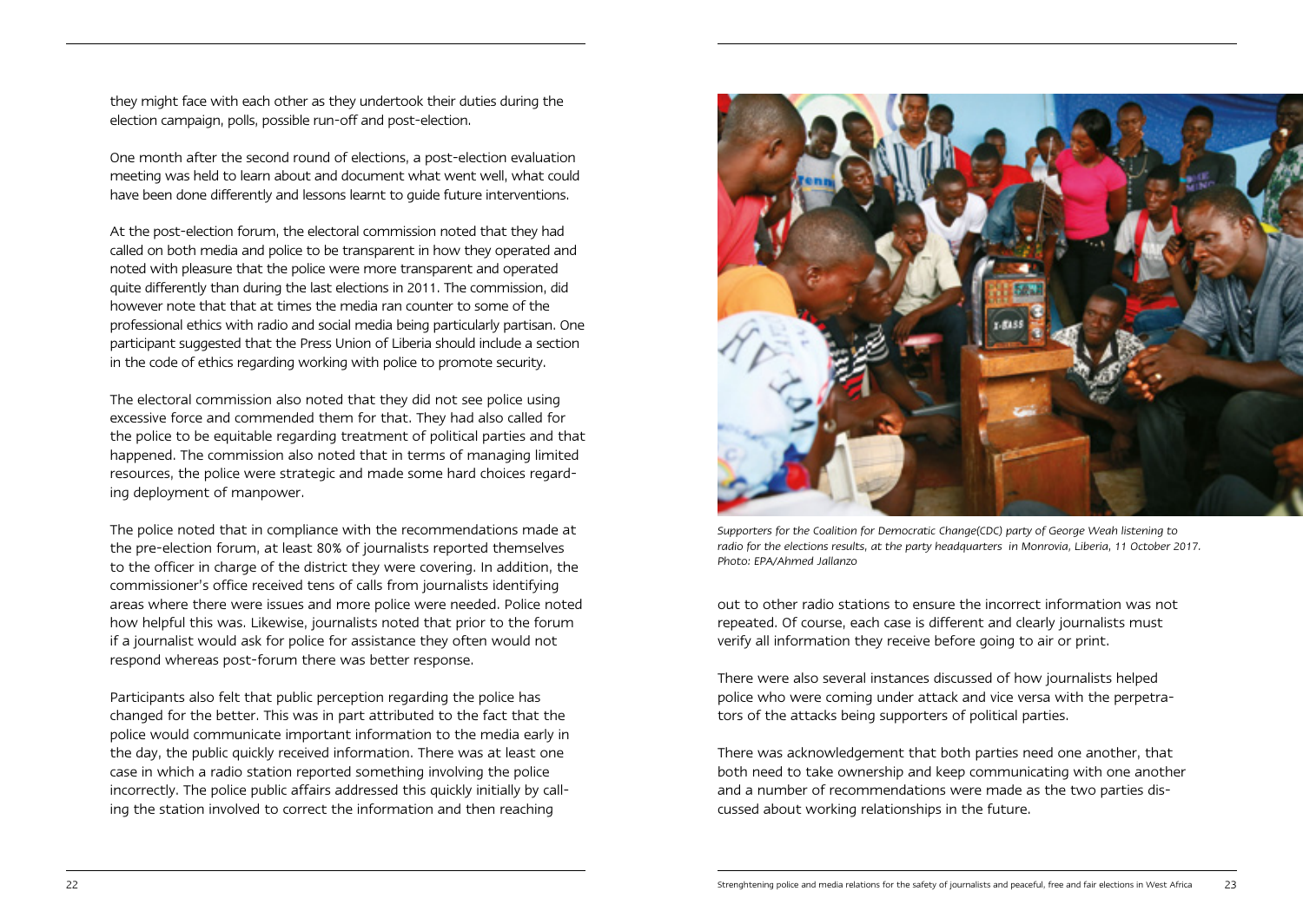they might face with each other as they undertook their duties during the election campaign, polls, possible run-off and post-election.

One month after the second round of elections, a post-election evaluation meeting was held to learn about and document what went well, what could have been done differently and lessons learnt to guide future interventions.

At the post-election forum, the electoral commission noted that they had called on both media and police to be transparent in how they operated and noted with pleasure that the police were more transparent and operated quite differently than during the last elections in 2011. The commission, did however note that that at times the media ran counter to some of the professional ethics with radio and social media being particularly partisan. One participant suggested that the Press Union of Liberia should include a section in the code of ethics regarding working with police to promote security.

The electoral commission also noted that they did not see police using excessive force and commended them for that. They had also called for the police to be equitable regarding treatment of political parties and that happened. The commission also noted that in terms of managing limited resources, the police were strategic and made some hard choices regarding deployment of manpower.

The police noted that in compliance with the recommendations made at the pre-election forum, at least 80% of journalists reported themselves to the officer in charge of the district they were covering. In addition, the commissioner's office received tens of calls from journalists identifying areas where there were issues and more police were needed. Police noted how helpful this was. Likewise, journalists noted that prior to the forum if a journalist would ask for police for assistance they often would not respond whereas post-forum there was better response.

Participants also felt that public perception regarding the police has changed for the better. This was in part attributed to the fact that the police would communicate important information to the media early in the day, the public quickly received information. There was at least one case in which a radio station reported something involving the police incorrectly. The police public affairs addressed this quickly initially by calling the station involved to correct the information and then reaching out to other radio stations to ensure the incorrect information was not repeated. Of course, each case is different and clearly journalists must verify all information they receive before going to air or print.

*Supporters for the Coalition for Democratic Change(CDC) party of George Weah listening to radio for the elections results, at the party headquarters in Monrovia, Liberia, 11 October 2017. Photo: EPA/Ahmed Jallanzo*

There were also several instances discussed of how journalists helped police who were coming under attack and vice versa with the perpetrators of the attacks being supporters of political parties.

There was acknowledgement that both parties need one another, that both need to take ownership and keep communicating with one another and a number of recommendations were made as the two parties discussed about working relationships in the future.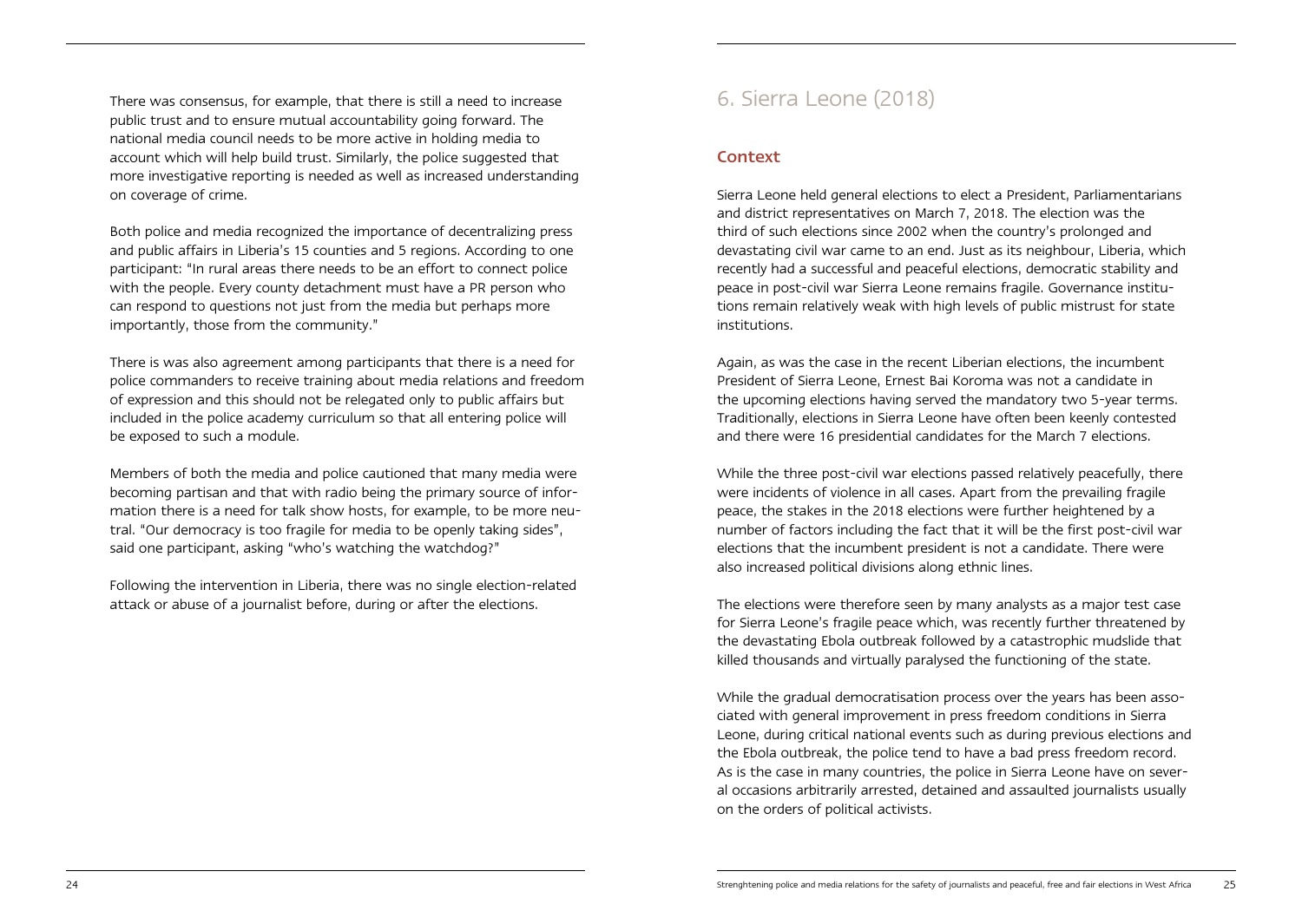There was consensus, for example, that there is still a need to increase public trust and to ensure mutual accountability going forward. The national media council needs to be more active in holding media to account which will help build trust. Similarly, the police suggested that more investigative reporting is needed as well as increased understanding on coverage of crime.

Both police and media recognized the importance of decentralizing press and public affairs in Liberia's 15 counties and 5 regions. According to one participant: "In rural areas there needs to be an effort to connect police with the people. Every county detachment must have a PR person who can respond to questions not just from the media but perhaps more importantly, those from the community."

There is was also agreement among participants that there is a need for police commanders to receive training about media relations and freedom of expression and this should not be relegated only to public affairs but included in the police academy curriculum so that all entering police will be exposed to such a module.

Members of both the media and police cautioned that many media were becoming partisan and that with radio being the primary source of information there is a need for talk show hosts, for example, to be more neutral. "Our democracy is too fragile for media to be openly taking sides", said one participant, asking "who's watching the watchdog?"

Following the intervention in Liberia, there was no single election-related attack or abuse of a journalist before, during or after the elections.

# 6. Sierra Leone (2018)

## Context

Sierra Leone held general elections to elect a President, Parliamentarians and district representatives on March 7, 2018. The election was the third of such elections since 2002 when the country's prolonged and devastating civil war came to an end. Just as its neighbour, Liberia, which recently had a successful and peaceful elections, democratic stability and peace in post-civil war Sierra Leone remains fragile. Governance institutions remain relatively weak with high levels of public mistrust for state institutions.

Again, as was the case in the recent Liberian elections, the incumbent President of Sierra Leone, Ernest Bai Koroma was not a candidate in the upcoming elections having served the mandatory two 5-year terms. Traditionally, elections in Sierra Leone have often been keenly contested and there were 16 presidential candidates for the March 7 elections.

While the three post-civil war elections passed relatively peacefully, there were incidents of violence in all cases. Apart from the prevailing fragile peace, the stakes in the 2018 elections were further heightened by a number of factors including the fact that it will be the first post-civil war elections that the incumbent president is not a candidate. There were also increased political divisions along ethnic lines.

The elections were therefore seen by many analysts as a major test case for Sierra Leone's fragile peace which, was recently further threatened by the devastating Ebola outbreak followed by a catastrophic mudslide that killed thousands and virtually paralysed the functioning of the state.

While the gradual democratisation process over the years has been associated with general improvement in press freedom conditions in Sierra Leone, during critical national events such as during previous elections and the Ebola outbreak, the police tend to have a bad press freedom record. As is the case in many countries, the police in Sierra Leone have on several occasions arbitrarily arrested, detained and assaulted journalists usually on the orders of political activists.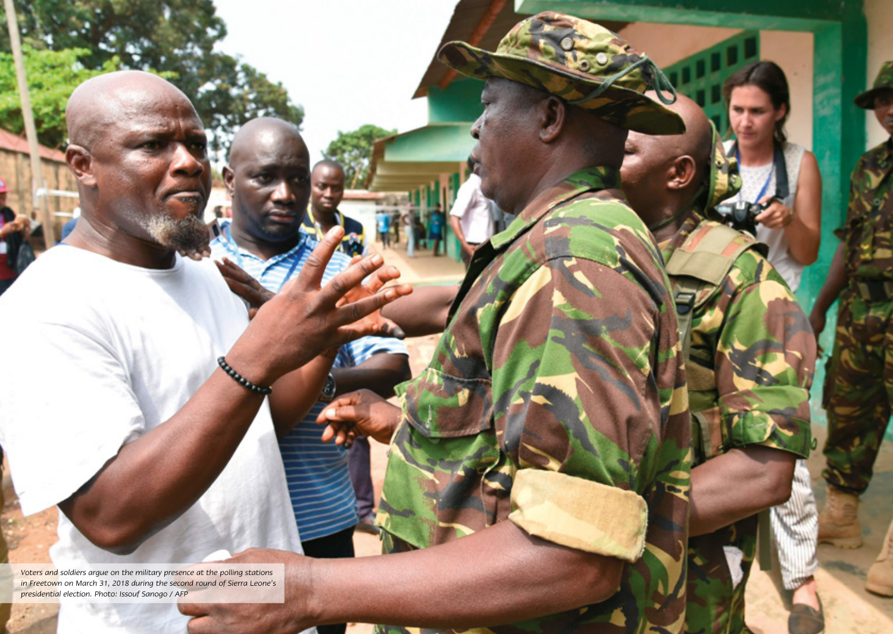*Voters and soldiers argue on the military presence at the polling stations in Freetown on March 31, 2018 during the second round of Sierra Leone's presidential election. Photo: Issouf Sanogo / AFP*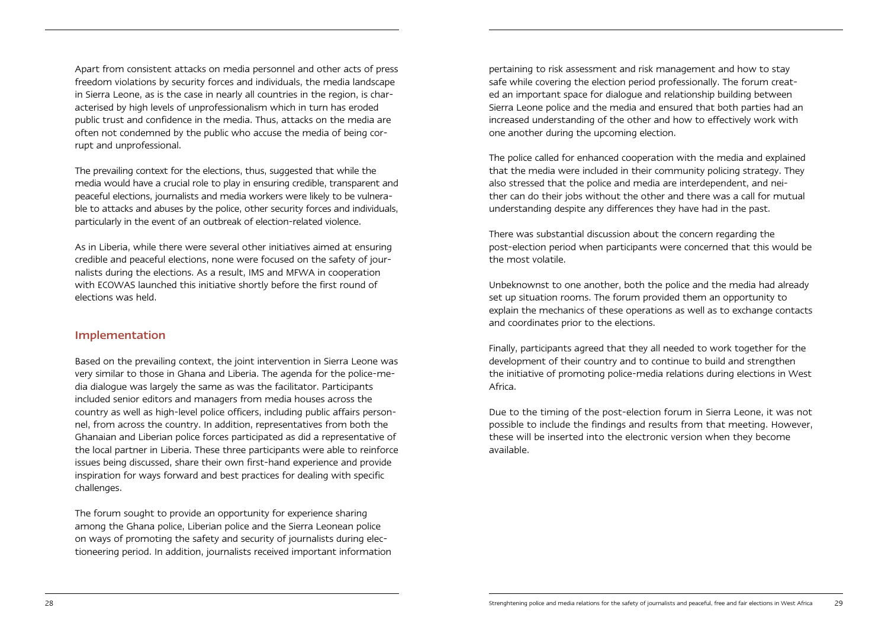Apart from consistent attacks on media personnel and other acts of press freedom violations by security forces and individuals, the media landscape in Sierra Leone, as is the case in nearly all countries in the region, is characterised by high levels of unprofessionalism which in turn has eroded public trust and confidence in the media. Thus, attacks on the media are often not condemned by the public who accuse the media of being corrupt and unprofessional.

The prevailing context for the elections, thus, suggested that while the media would have a crucial role to play in ensuring credible, transparent and peaceful elections, journalists and media workers were likely to be vulnerable to attacks and abuses by the police, other security forces and individuals, particularly in the event of an outbreak of election-related violence.

As in Liberia, while there were several other initiatives aimed at ensuring credible and peaceful elections, none were focused on the safety of journalists during the elections. As a result, IMS and MFWA in cooperation with ECOWAS launched this initiative shortly before the first round of elections was held.

## Implementation

Based on the prevailing context, the joint intervention in Sierra Leone was very similar to those in Ghana and Liberia. The agenda for the police-media dialogue was largely the same as was the facilitator. Participants included senior editors and managers from media houses across the country as well as high-level police officers, including public affairs personnel, from across the country. In addition, representatives from both the Ghanaian and Liberian police forces participated as did a representative of the local partner in Liberia. These three participants were able to reinforce issues being discussed, share their own first-hand experience and provide inspiration for ways forward and best practices for dealing with specific challenges.

The forum sought to provide an opportunity for experience sharing among the Ghana police, Liberian police and the Sierra Leonean police on ways of promoting the safety and security of journalists during electioneering period. In addition, journalists received important information pertaining to risk assessment and risk management and how to stay safe while covering the election period professionally. The forum created an important space for dialogue and relationship building between Sierra Leone police and the media and ensured that both parties had an increased understanding of the other and how to effectively work with one another during the upcoming election.

The police called for enhanced cooperation with the media and explained that the media were included in their community policing strategy. They also stressed that the police and media are interdependent, and neither can do their jobs without the other and there was a call for mutual understanding despite any differences they have had in the past.

There was substantial discussion about the concern regarding the post-election period when participants were concerned that this would be the most volatile.

Unbeknownst to one another, both the police and the media had already set up situation rooms. The forum provided them an opportunity to explain the mechanics of these operations as well as to exchange contacts and coordinates prior to the elections.

Finally, participants agreed that they all needed to work together for the development of their country and to continue to build and strengthen the initiative of promoting police-media relations during elections in West Africa.

Due to the timing of the post-election forum in Sierra Leone, it was not possible to include the findings and results from that meeting. However, these will be inserted into the electronic version when they become available.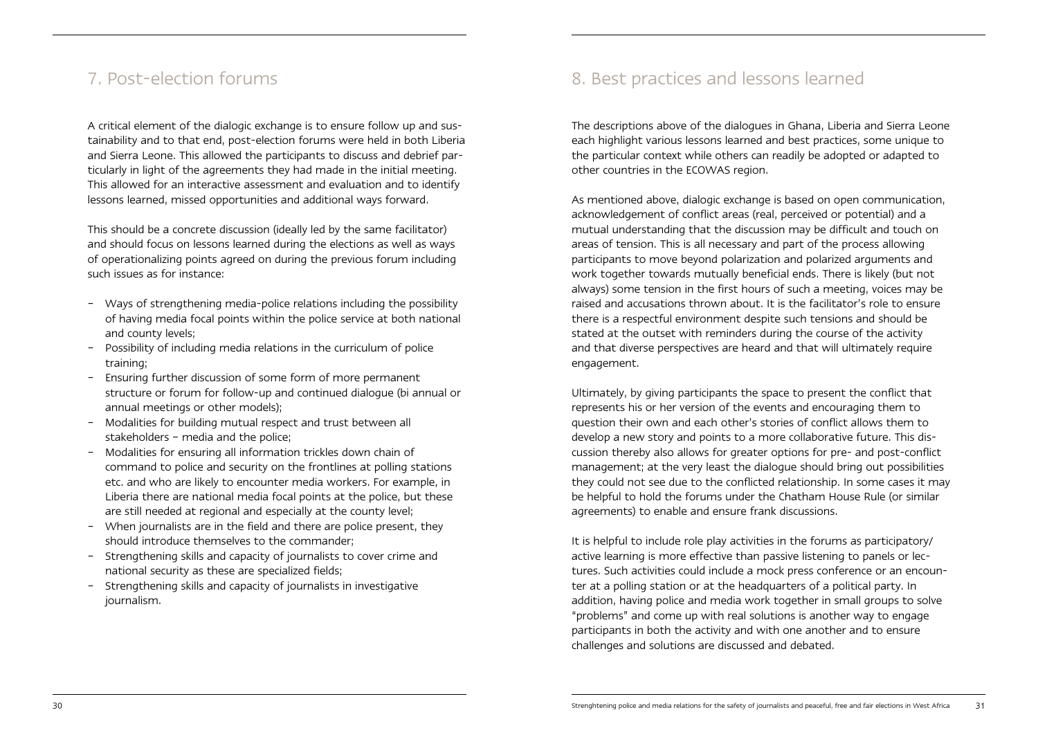## 7. Post-election forums

A critical element of the dialogic exchange is to ensure follow up and sustainability and to that end, post-election forums were held in both Liberia and Sierra Leone. This allowed the participants to discuss and debrief particularly in light of the agreements they had made in the initial meeting. This allowed for an interactive assessment and evaluation and to identify lessons learned, missed opportunities and additional ways forward.

This should be a concrete discussion (ideally led by the same facilitator) and should focus on lessons learned during the elections as well as ways of operationalizing points agreed on during the previous forum including such issues as for instance:

- Ways of strengthening media-police relations including the possibility of having media focal points within the police service at both national and county levels;
- Possibility of including media relations in the curriculum of police training;
- Ensuring further discussion of some form of more permanent structure or forum for follow-up and continued dialogue (bi annual or annual meetings or other models);
- Modalities for building mutual respect and trust between all stakeholders – media and the police;
- Modalities for ensuring all information trickles down chain of command to police and security on the frontlines at polling stations etc. and who are likely to encounter media workers. For example, in Liberia there are national media focal points at the police, but these are still needed at regional and especially at the county level;
- When journalists are in the field and there are police present, they should introduce themselves to the commander;
- Strengthening skills and capacity of journalists to cover crime and national security as these are specialized fields;
- Strengthening skills and capacity of journalists in investigative journalism.

## 8. Best practices and lessons learned

The descriptions above of the dialogues in Ghana, Liberia and Sierra Leone each highlight various lessons learned and best practices, some unique to the particular context while others can readily be adopted or adapted to other countries in the ECOWAS region.

As mentioned above, dialogic exchange is based on open communication, acknowledgement of conflict areas (real, perceived or potential) and a mutual understanding that the discussion may be difficult and touch on areas of tension. This is all necessary and part of the process allowing participants to move beyond polarization and polarized arguments and work together towards mutually beneficial ends. There is likely (but not always) some tension in the first hours of such a meeting, voices may be raised and accusations thrown about. It is the facilitator's role to ensure there is a respectful environment despite such tensions and should be stated at the outset with reminders during the course of the activity and that diverse perspectives are heard and that will ultimately require engagement.

Ultimately, by giving participants the space to present the conflict that represents his or her version of the events and encouraging them to question their own and each other's stories of conflict allows them to develop a new story and points to a more collaborative future. This discussion thereby also allows for greater options for pre- and post-conflict management; at the very least the dialogue should bring out possibilities they could not see due to the conflicted relationship. In some cases it may be helpful to hold the forums under the Chatham House Rule (or similar agreements) to enable and ensure frank discussions.

It is helpful to include role play activities in the forums as participatory/active learning is more effective than passive listening to panels or lectures. Such activities could include a mock press conference or an encounter at a polling station or at the headquarters of a political party. In addition, having police and media work together in small groups to solve "problems" and come up with real solutions is another way to engage participants in both the activity and with one another and to ensure challenges and solutions are discussed and debated.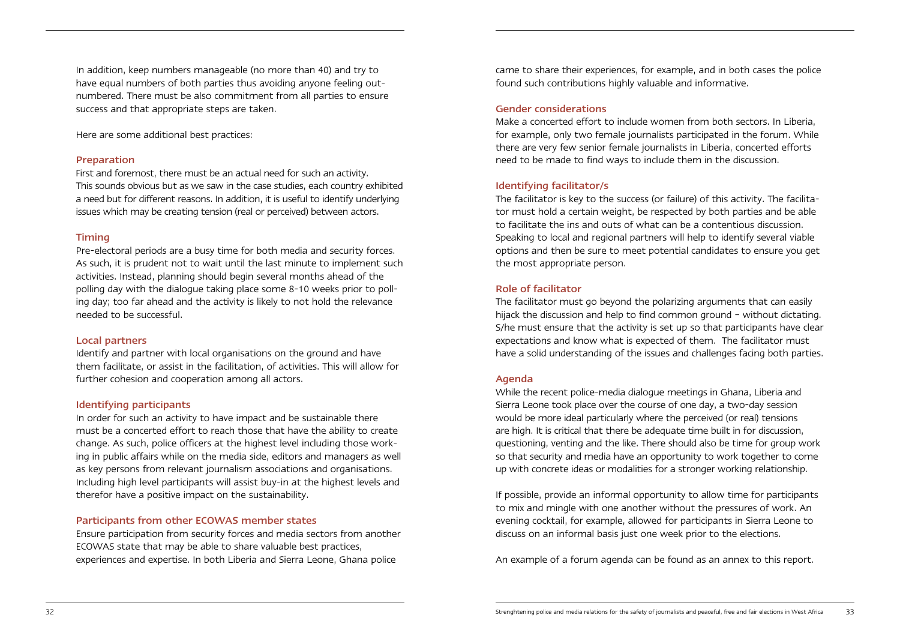In addition, keep numbers manageable (no more than 40) and try to have equal numbers of both parties thus avoiding anyone feeling outnumbered. There must be also commitment from all parties to ensure success and that appropriate steps are taken.

Here are some additional best practices:

### Preparation

First and foremost, there must be an actual need for such an activity. This sounds obvious but as we saw in the case studies, each country exhibited a need but for different reasons. In addition, it is useful to identify underlying issues which may be creating tension (real or perceived) between actors.

### Timing

Pre-electoral periods are a busy time for both media and security forces. As such, it is prudent not to wait until the last minute to implement such activities. Instead, planning should begin several months ahead of the polling day with the dialogue taking place some 8-10 weeks prior to polling day; too far ahead and the activity is likely to not hold the relevance needed to be successful.

### Local partners

Identify and partner with local organisations on the ground and have them facilitate, or assist in the facilitation, of activities. This will allow for further cohesion and cooperation among all actors.

### Identifying participants

In order for such an activity to have impact and be sustainable there must be a concerted effort to reach those that have the ability to create change. As such, police officers at the highest level including those working in public affairs while on the media side, editors and managers as well as key persons from relevant journalism associations and organisations. Including high level participants will assist buy-in at the highest levels and therefor have a positive impact on the sustainability.

### Participants from other ECOWAS member states

Ensure participation from security forces and media sectors from another ECOWAS state that may be able to share valuable best practices, experiences and expertise. In both Liberia and Sierra Leone, Ghana police came to share their experiences, for example, and in both cases the police found such contributions highly valuable and informative.

### Gender considerations

Make a concerted effort to include women from both sectors. In Liberia, for example, only two female journalists participated in the forum. While there are very few senior female journalists in Liberia, concerted efforts need to be made to find ways to include them in the discussion.

### Identifying facilitator/s

The facilitator is key to the success (or failure) of this activity. The facilitator must hold a certain weight, be respected by both parties and be able to facilitate the ins and outs of what can be a contentious discussion. Speaking to local and regional partners will help to identify several viable options and then be sure to meet potential candidates to ensure you get the most appropriate person.

### Role of facilitator

The facilitator must go beyond the polarizing arguments that can easily hijack the discussion and help to find common ground – without dictating. S/he must ensure that the activity is set up so that participants have clear expectations and know what is expected of them. The facilitator must have a solid understanding of the issues and challenges facing both parties.

### Agenda

While the recent police-media dialogue meetings in Ghana, Liberia and Sierra Leone took place over the course of one day, a two-day session would be more ideal particularly where the perceived (or real) tensions are high. It is critical that there be adequate time built in for discussion, questioning, venting and the like. There should also be time for group work so that security and media have an opportunity to work together to come up with concrete ideas or modalities for a stronger working relationship.

If possible, provide an informal opportunity to allow time for participants to mix and mingle with one another without the pressures of work. An evening cocktail, for example, allowed for participants in Sierra Leone to discuss on an informal basis just one week prior to the elections.

An example of a forum agenda can be found as an annex to this report.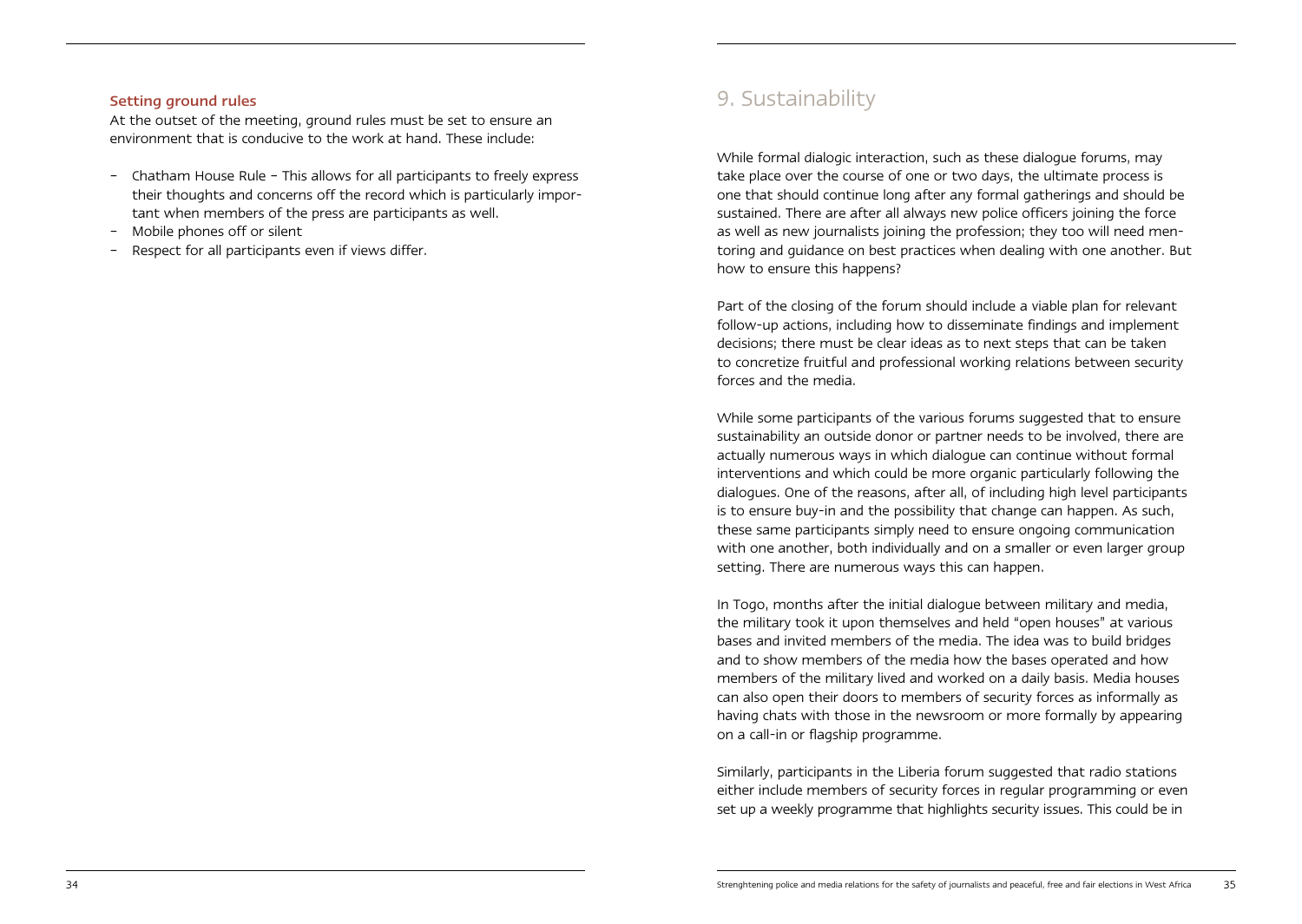### Setting ground rules

At the outset of the meeting, ground rules must be set to ensure an environment that is conducive to the work at hand. These include:

- Chatham House Rule – This allows for all participants to freely express their thoughts and concerns off the record which is particularly important when members of the press are participants as well.
- Mobile phones off or silent
- Respect for all participants even if views differ.

# 9. Sustainability

While formal dialogic interaction, such as these dialogue forums, may take place over the course of one or two days, the ultimate process is one that should continue long after any formal gatherings and should be sustained. There are after all always new police officers joining the force as well as new journalists joining the profession; they too will need mentoring and guidance on best practices when dealing with one another. But how to ensure this happens?

Part of the closing of the forum should include a viable plan for relevant follow-up actions, including how to disseminate findings and implement decisions; there must be clear ideas as to next steps that can be taken to concretize fruitful and professional working relations between security forces and the media.

While some participants of the various forums suggested that to ensure sustainability an outside donor or partner needs to be involved, there are actually numerous ways in which dialogue can continue without formal interventions and which could be more organic particularly following the dialogues. One of the reasons, after all, of including high level participants is to ensure buy-in and the possibility that change can happen. As such, these same participants simply need to ensure ongoing communication with one another, both individually and on a smaller or even larger group setting. There are numerous ways this can happen.

In Togo, months after the initial dialogue between military and media, the military took it upon themselves and held "open houses" at various bases and invited members of the media. The idea was to build bridges and to show members of the media how the bases operated and how members of the military lived and worked on a daily basis. Media houses can also open their doors to members of security forces as informally as having chats with those in the newsroom or more formally by appearing on a call-in or flagship programme.

Similarly, participants in the Liberia forum suggested that radio stations either include members of security forces in regular programming or even set up a weekly programme that highlights security issues. This could be in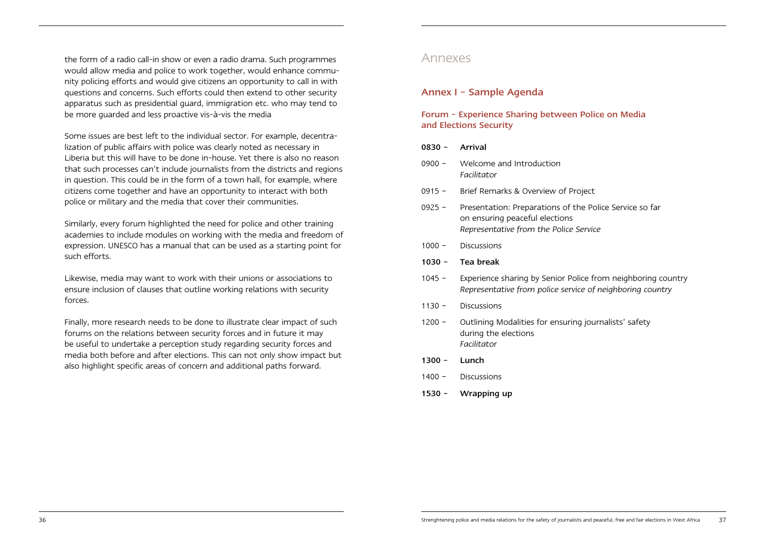the form of a radio call-in show or even a radio drama. Such programmes would allow media and police to work together, would enhance community policing efforts and would give citizens an opportunity to call in with questions and concerns. Such efforts could then extend to other security apparatus such as presidential guard, immigration etc. who may tend to be more guarded and less proactive vis-à-vis the media

Some issues are best left to the individual sector. For example, decentralization of public affairs with police was clearly noted as necessary in Liberia but this will have to be done in-house. Yet there is also no reason that such processes can't include journalists from the districts and regions in question. This could be in the form of a town hall, for example, where citizens come together and have an opportunity to interact with both police or military and the media that cover their communities.

Similarly, every forum highlighted the need for police and other training academies to include modules on working with the media and freedom of expression. UNESCO has a manual that can be used as a starting point for such efforts.

Likewise, media may want to work with their unions or associations to ensure inclusion of clauses that outline working relations with security forces.

Finally, more research needs to be done to illustrate clear impact of such forums on the relations between security forces and in future it may be useful to undertake a perception study regarding security forces and media both before and after elections. This can not only show impact but also highlight specific areas of concern and additional paths forward.

# Annexes

## Annex I – Sample Agenda

### Forum – Experience Sharing between Police on Media and Elections Security

**0830 – Arrival**

0900 – Welcome and Introduction
*Facilitator*

0915 – Brief Remarks & Overview of Project

0925 – Presentation: Preparations of the Police Service so far on ensuring peaceful elections
*Representative from the Police Service*

1000 – Discussions

**1030 – Tea break**

1045 – Experience sharing by Senior Police from neighboring country
*Representative from police service of neighboring country*

1130 – Discussions

1200 – Outlining Modalities for ensuring journalists' safety during the elections
*Facilitator*

**1300 – Lunch**

1400 – Discussions

**1530 – Wrapping up**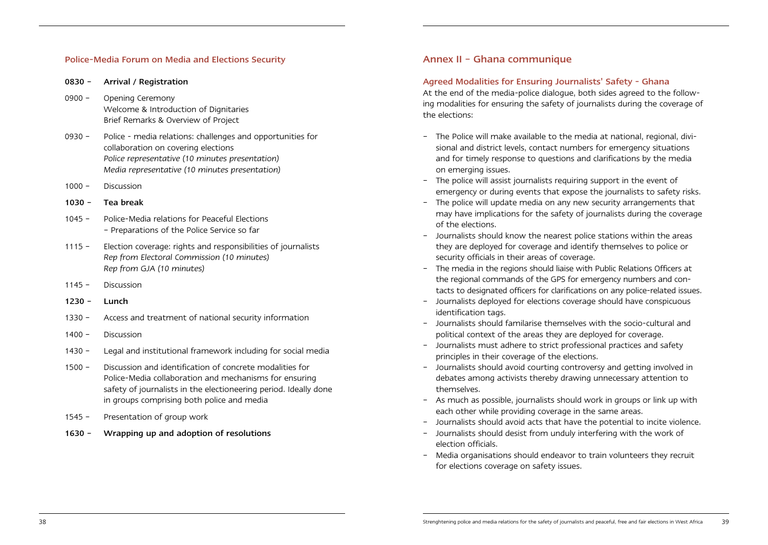### Police-Media Forum on Media and Elections Security

**0830 – Arrival / Registration**

0900 – Opening Ceremony
Welcome & Introduction of Dignitaries
Brief Remarks & Overview of Project

0930 – Police - media relations: challenges and opportunities for collaboration on covering elections
*Police representative (10 minutes presentation)*
*Media representative (10 minutes presentation)*

1000 – Discussion

**1030 – Tea break**

1045 – Police-Media relations for Peaceful Elections
– Preparations of the Police Service so far

1115 – Election coverage: rights and responsibilities of journalists
*Rep from Electoral Commission (10 minutes)*
*Rep from GJA (10 minutes)*

1145 – Discussion

**1230 – Lunch**

1330 – Access and treatment of national security information

1400 – Discussion

1430 – Legal and institutional framework including for social media

1500 – Discussion and identification of concrete modalities for Police-Media collaboration and mechanisms for ensuring safety of journalists in the electioneering period. Ideally done in groups comprising both police and media

1545 – Presentation of group work

**1630 – Wrapping up and adoption of resolutions**

## Annex II – Ghana communique

### Agreed Modalities for Ensuring Journalists' Safety - Ghana

At the end of the media-police dialogue, both sides agreed to the following modalities for ensuring the safety of journalists during the coverage of the elections:

- The Police will make available to the media at national, regional, divisional and district levels, contact numbers for emergency situations and for timely response to questions and clarifications by the media on emerging issues.
- The police will assist journalists requiring support in the event of emergency or during events that expose the journalists to safety risks.
- The police will update media on any new security arrangements that may have implications for the safety of journalists during the coverage of the elections.
- Journalists should know the nearest police stations within the areas they are deployed for coverage and identify themselves to police or security officials in their areas of coverage.
- The media in the regions should liaise with Public Relations Officers at the regional commands of the GPS for emergency numbers and contacts to designated officers for clarifications on any police-related issues.
- Journalists deployed for elections coverage should have conspicuous identification tags.
- Journalists should familarise themselves with the socio-cultural and political context of the areas they are deployed for coverage.
- Journalists must adhere to strict professional practices and safety principles in their coverage of the elections.
- Journalists should avoid courting controversy and getting involved in debates among activists thereby drawing unnecessary attention to themselves.
- As much as possible, journalists should work in groups or link up with each other while providing coverage in the same areas.
- Journalists should avoid acts that have the potential to incite violence.
- Journalists should desist from unduly interfering with the work of election officials.
- Media organisations should endeavor to train volunteers they recruit for elections coverage on safety issues.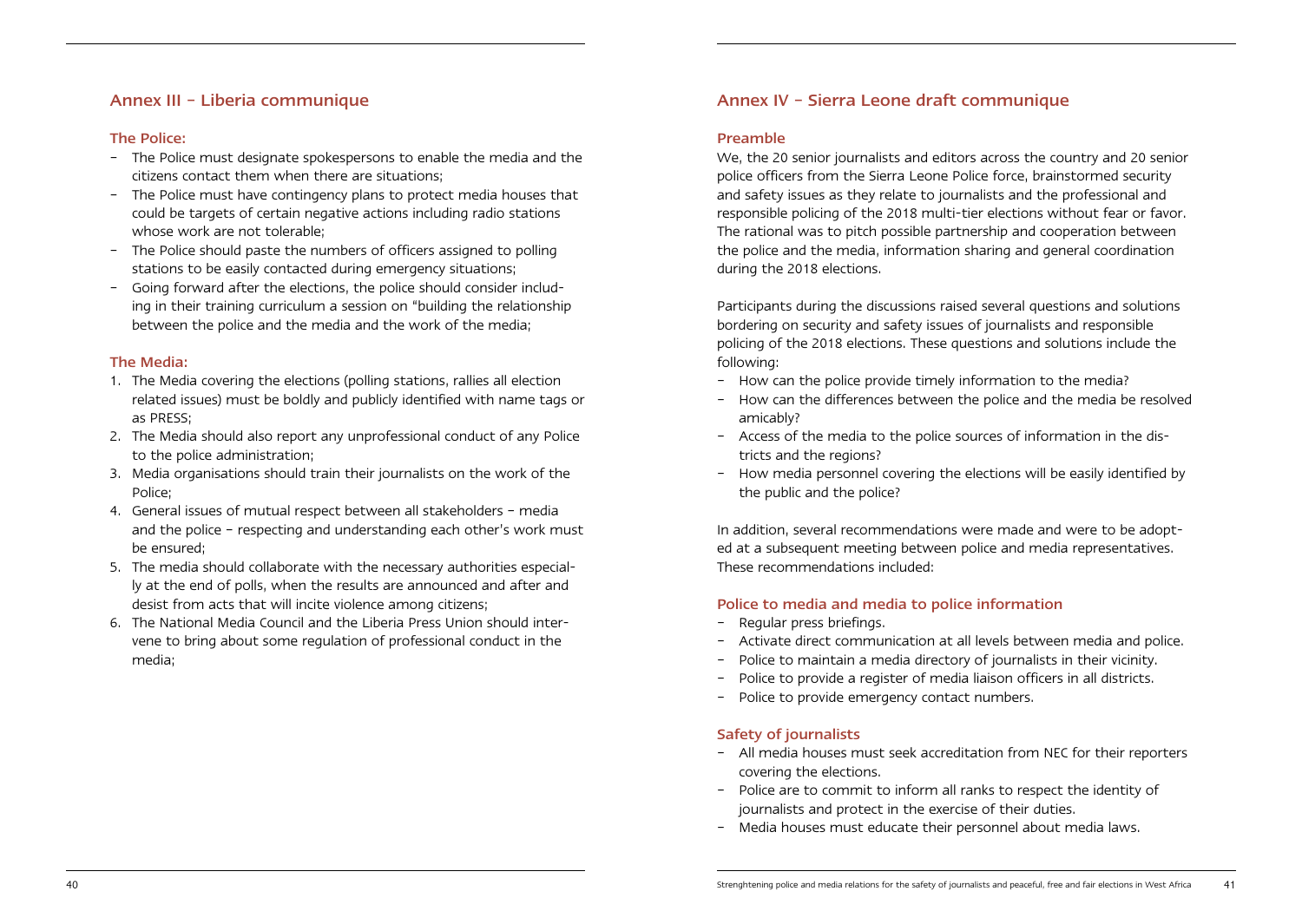## Annex III – Liberia communique

### The Police:

- The Police must designate spokespersons to enable the media and the citizens contact them when there are situations;
- The Police must have contingency plans to protect media houses that could be targets of certain negative actions including radio stations whose work are not tolerable;
- The Police should paste the numbers of officers assigned to polling stations to be easily contacted during emergency situations;
- Going forward after the elections, the police should consider including in their training curriculum a session on "building the relationship between the police and the media and the work of the media;

### The Media:

1. The Media covering the elections (polling stations, rallies all election related issues) must be boldly and publicly identified with name tags or as PRESS;
2. The Media should also report any unprofessional conduct of any Police to the police administration;
3. Media organisations should train their journalists on the work of the Police;
4. General issues of mutual respect between all stakeholders – media and the police – respecting and understanding each other's work must be ensured;
5. The media should collaborate with the necessary authorities especially at the end of polls, when the results are announced and after and desist from acts that will incite violence among citizens;
6. The National Media Council and the Liberia Press Union should intervene to bring about some regulation of professional conduct in the media;

## Annex IV – Sierra Leone draft communique

### Preamble

We, the 20 senior journalists and editors across the country and 20 senior police officers from the Sierra Leone Police force, brainstormed security and safety issues as they relate to journalists and the professional and responsible policing of the 2018 multi-tier elections without fear or favor. The rational was to pitch possible partnership and cooperation between the police and the media, information sharing and general coordination during the 2018 elections.

Participants during the discussions raised several questions and solutions bordering on security and safety issues of journalists and responsible policing of the 2018 elections. These questions and solutions include the following:

- How can the police provide timely information to the media?
- How can the differences between the police and the media be resolved amicably?
- Access of the media to the police sources of information in the districts and the regions?
- How media personnel covering the elections will be easily identified by the public and the police?

In addition, several recommendations were made and were to be adopted at a subsequent meeting between police and media representatives. These recommendations included:

### Police to media and media to police information

- Regular press briefings.
- Activate direct communication at all levels between media and police.
- Police to maintain a media directory of journalists in their vicinity.
- Police to provide a register of media liaison officers in all districts.
- Police to provide emergency contact numbers.

### Safety of journalists

- All media houses must seek accreditation from NEC for their reporters covering the elections.
- Police are to commit to inform all ranks to respect the identity of journalists and protect in the exercise of their duties.
- Media houses must educate their personnel about media laws.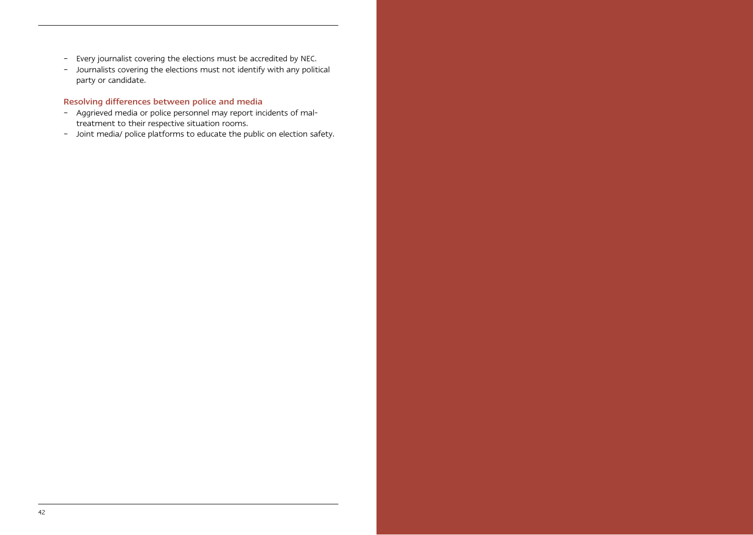- Every journalist covering the elections must be accredited by NEC.
- Journalists covering the elections must not identify with any political party or candidate.

### Resolving differences between police and media

- Aggrieved media or police personnel may report incidents of maltreatment to their respective situation rooms.
- Joint media/ police platforms to educate the public on election safety.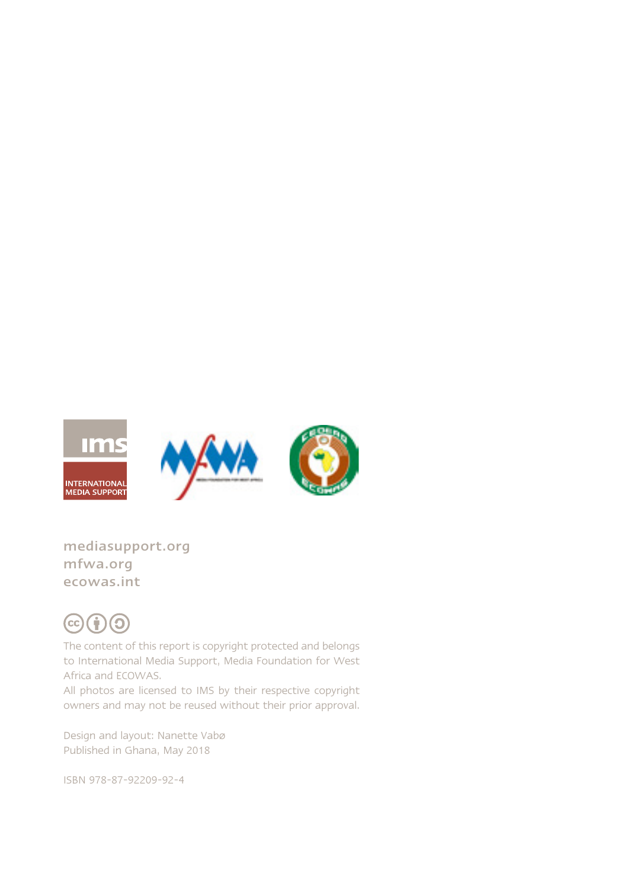mediasupport.org
mfwa.org
ecowas.int

The content of this report is copyright protected and belongs to International Media Support, Media Foundation for West Africa and ECOWAS.
All photos are licensed to IMS by their respective copyright owners and may not be reused without their prior approval.

Design and layout: Nanette Vabø
Published in Ghana, May 2018

ISBN 978-87-92209-92-4